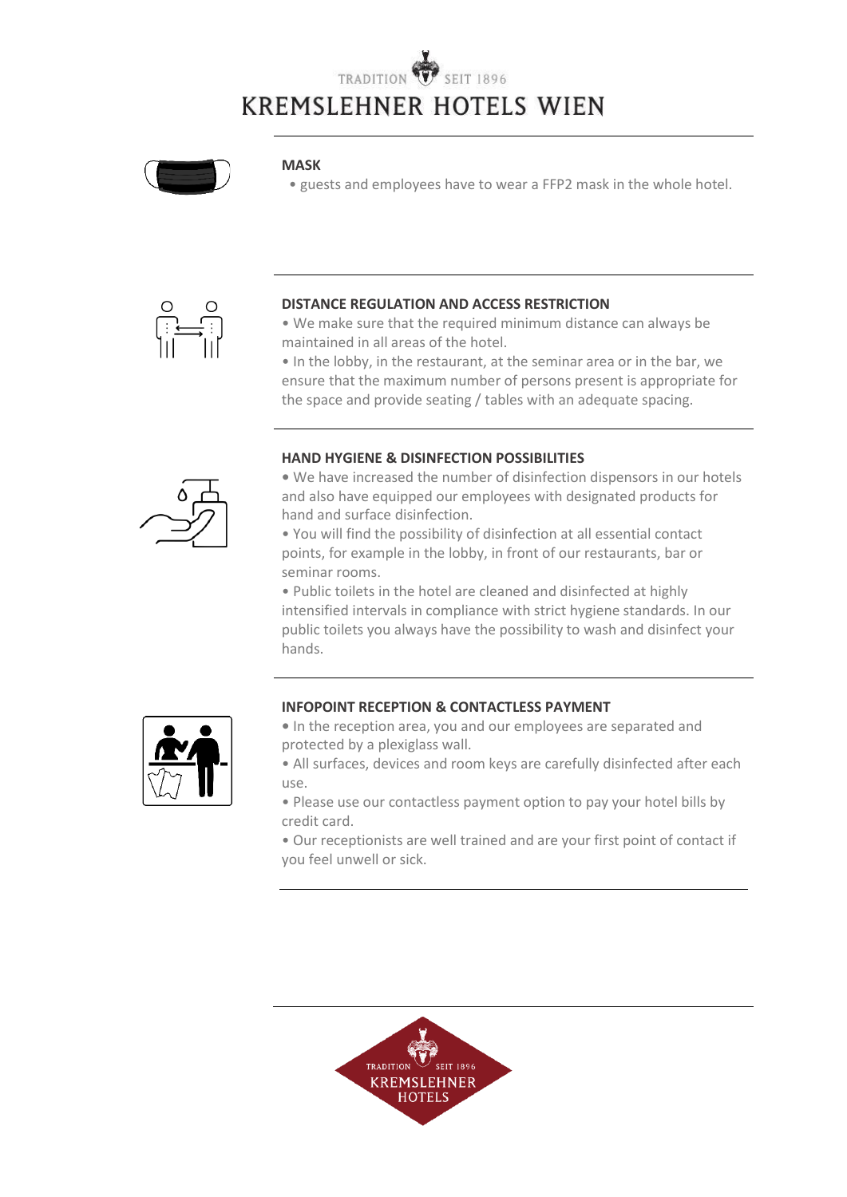TRADITION SEIT 1896

# KREMSLEHNER HOTELS WIEN

## MASK

- guests and employees have to wear a FFP2 mask in the whole hotel.

## DISTANCE REGULATION AND ACCESS RESTRICTION

- We make sure that the required minimum distance can always be maintained in all areas of the hotel.
- In the lobby, in the restaurant, at the seminar area or in the bar, we ensure that the maximum number of persons present is appropriate for the space and provide seating / tables with an adequate spacing.

## HAND HYGIENE & DISINFECTION POSSIBILITIES

- We have increased the number of disinfection dispensors in our hotels and also have equipped our employees with designated products for hand and surface disinfection.
- You will find the possibility of disinfection at all essential contact points, for example in the lobby, in front of our restaurants, bar or seminar rooms.
- Public toilets in the hotel are cleaned and disinfected at highly intensified intervals in compliance with strict hygiene standards. In our public toilets you always have the possibility to wash and disinfect your hands.

## INFOPOINT RECEPTION & CONTACTLESS PAYMENT

- In the reception area, you and our employees are separated and protected by a plexiglass wall.
- All surfaces, devices and room keys are carefully disinfected after each use.
- Please use our contactless payment option to pay your hotel bills by credit card.
- Our receptionists are well trained and are your first point of contact if you feel unwell or sick.

TRADITION SEIT 1896
KREMSLEHNER
HOTELS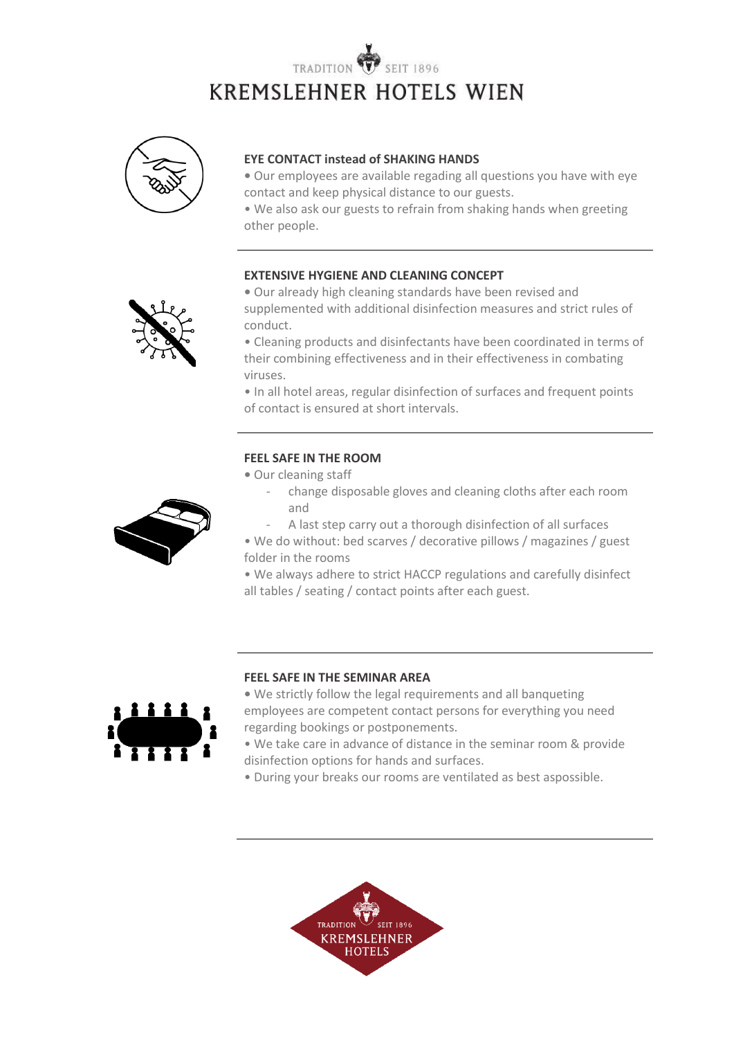# KREMSLEHNER HOTELS WIEN

TRADITION SEIT 1896

### EYE CONTACT instead of SHAKING HANDS

- Our employees are available regading all questions you have with eye contact and keep physical distance to our guests.
- We also ask our guests to refrain from shaking hands when greeting other people.

---

### EXTENSIVE HYGIENE AND CLEANING CONCEPT

- Our already high cleaning standards have been revised and supplemented with additional disinfection measures and strict rules of conduct.
- Cleaning products and disinfectants have been coordinated in terms of their combining effectiveness and in their effectiveness in combating viruses.
- In all hotel areas, regular disinfection of surfaces and frequent points of contact is ensured at short intervals.

---

### FEEL SAFE IN THE ROOM

- Our cleaning staff
  - change disposable gloves and cleaning cloths after each room and
  - A last step carry out a thorough disinfection of all surfaces
- We do without: bed scarves / decorative pillows / magazines / guest folder in the rooms
- We always adhere to strict HACCP regulations and carefully disinfect all tables / seating / contact points after each guest.

---

### FEEL SAFE IN THE SEMINAR AREA

- We strictly follow the legal requirements and all banqueting employees are competent contact persons for everything you need regarding bookings or postponements.
- We take care in advance of distance in the seminar room & provide disinfection options for hands and surfaces.
- During your breaks our rooms are ventilated as best aspossible.

---

TRADITION SEIT 1896
KREMSLEHNER HOTELS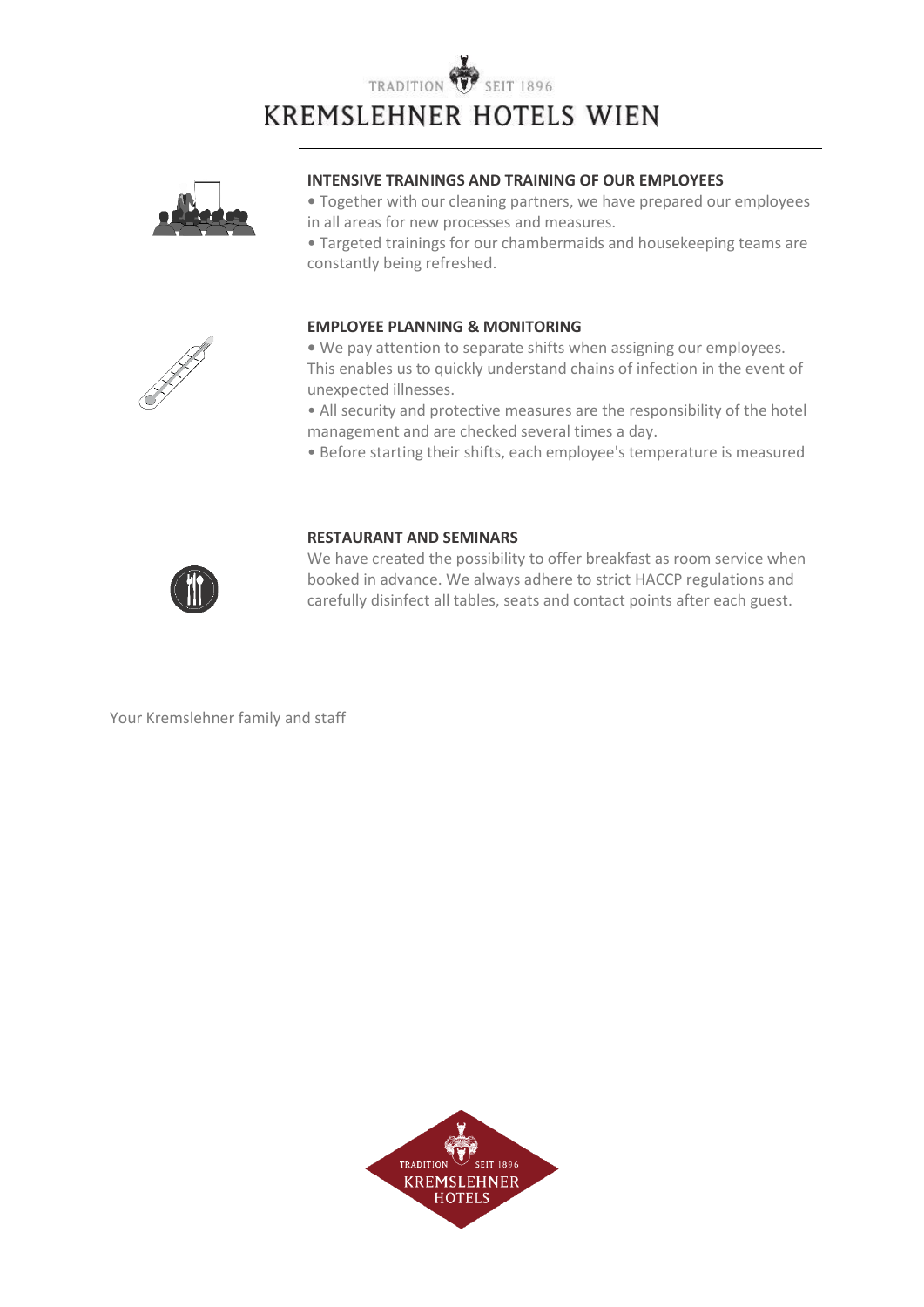## INTENSIVE TRAININGS AND TRAINING OF OUR EMPLOYEES

- Together with our cleaning partners, we have prepared our employees in all areas for new processes and measures.
- Targeted trainings for our chambermaids and housekeeping teams are constantly being refreshed.

## EMPLOYEE PLANNING & MONITORING

- We pay attention to separate shifts when assigning our employees. This enables us to quickly understand chains of infection in the event of unexpected illnesses.
- All security and protective measures are the responsibility of the hotel management and are checked several times a day.
- Before starting their shifts, each employee's temperature is measured

## RESTAURANT AND SEMINARS

We have created the possibility to offer breakfast as room service when booked in advance. We always adhere to strict HACCP regulations and carefully disinfect all tables, seats and contact points after each guest.

Your Kremslehner family and staff

TRADITION SEIT 1896
KREMSLEHNER
HOTELS